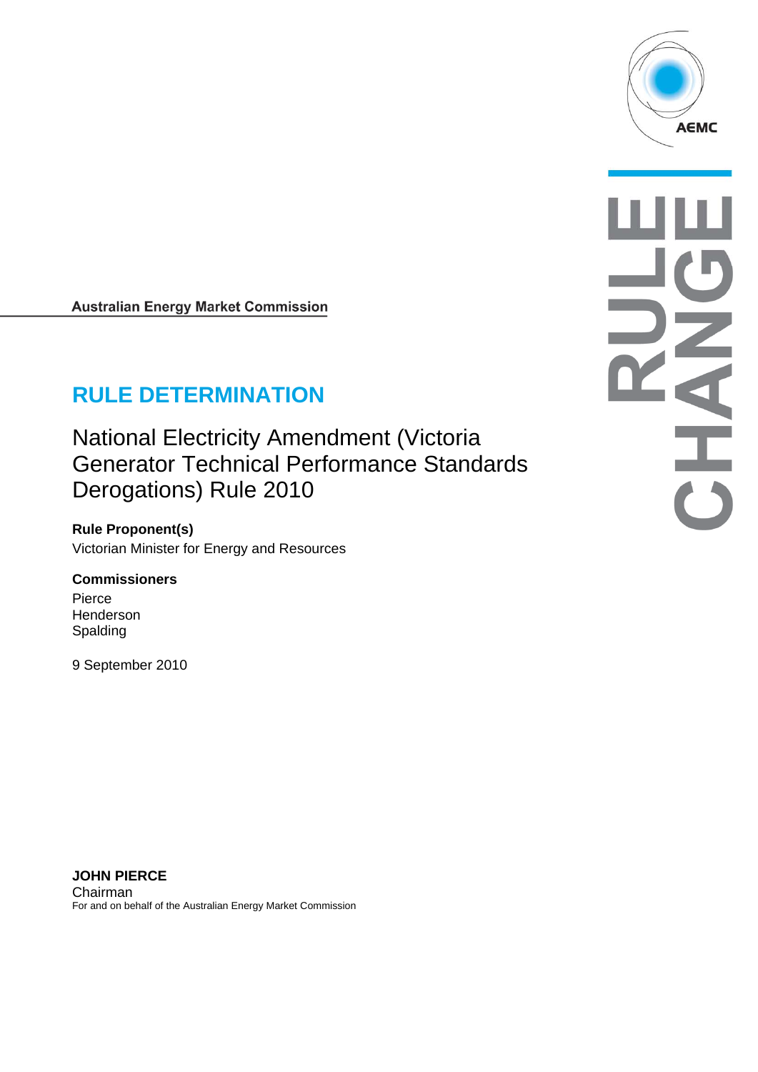Australian Energy Market Commission

# RULE DETERMINATION

## National Electricity Amendment (Victoria Generator Technical Performance Standards Derogations) Rule 2010

**Rule Proponent(s)**

Victorian Minister for Energy and Resources

**Commissioners**

Pierce
Henderson
Spalding

9 September 2010

**JOHN PIERCE**
Chairman
For and on behalf of the Australian Energy Market Commission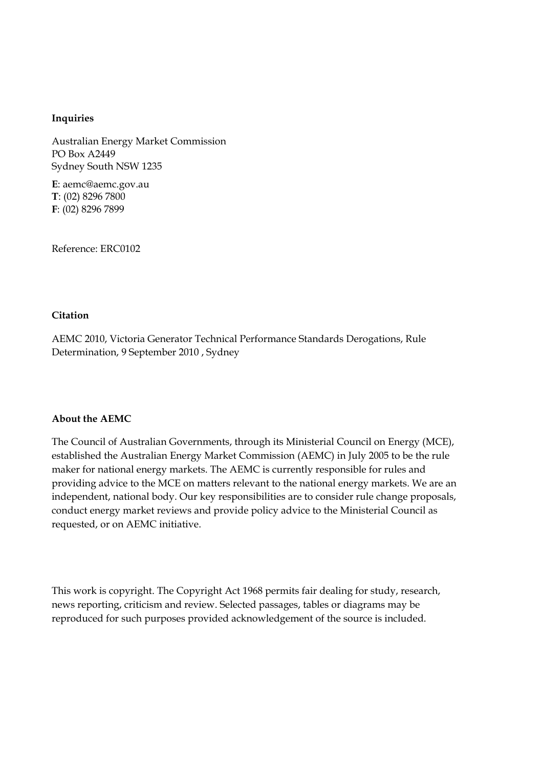**Inquiries**

Australian Energy Market Commission
PO Box A2449
Sydney South NSW 1235

**E**: aemc@aemc.gov.au
**T**: (02) 8296 7800
**F**: (02) 8296 7899

Reference: ERC0102

**Citation**

AEMC 2010, Victoria Generator Technical Performance Standards Derogations, Rule Determination, 9 September 2010 , Sydney

**About the AEMC**

The Council of Australian Governments, through its Ministerial Council on Energy (MCE), established the Australian Energy Market Commission (AEMC) in July 2005 to be the rule maker for national energy markets. The AEMC is currently responsible for rules and providing advice to the MCE on matters relevant to the national energy markets. We are an independent, national body. Our key responsibilities are to consider rule change proposals, conduct energy market reviews and provide policy advice to the Ministerial Council as requested, or on AEMC initiative.

This work is copyright. The Copyright Act 1968 permits fair dealing for study, research, news reporting, criticism and review. Selected passages, tables or diagrams may be reproduced for such purposes provided acknowledgement of the source is included.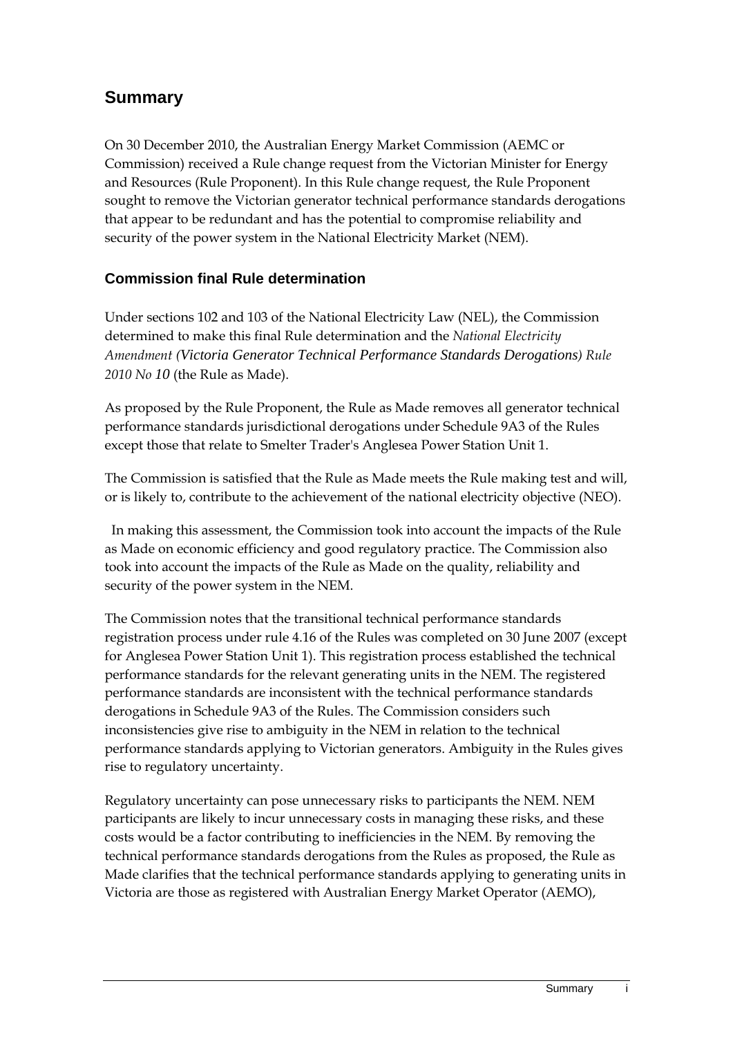## Summary

On 30 December 2010, the Australian Energy Market Commission (AEMC or Commission) received a Rule change request from the Victorian Minister for Energy and Resources (Rule Proponent). In this Rule change request, the Rule Proponent sought to remove the Victorian generator technical performance standards derogations that appear to be redundant and has the potential to compromise reliability and security of the power system in the National Electricity Market (NEM).

### Commission final Rule determination

Under sections 102 and 103 of the National Electricity Law (NEL), the Commission determined to make this final Rule determination and the *National Electricity Amendment (Victoria Generator Technical Performance Standards Derogations) Rule 2010 No 10* (the Rule as Made).

As proposed by the Rule Proponent, the Rule as Made removes all generator technical performance standards jurisdictional derogations under Schedule 9A3 of the Rules except those that relate to Smelter Trader's Anglesea Power Station Unit 1.

The Commission is satisfied that the Rule as Made meets the Rule making test and will, or is likely to, contribute to the achievement of the national electricity objective (NEO).

In making this assessment, the Commission took into account the impacts of the Rule as Made on economic efficiency and good regulatory practice. The Commission also took into account the impacts of the Rule as Made on the quality, reliability and security of the power system in the NEM.

The Commission notes that the transitional technical performance standards registration process under rule 4.16 of the Rules was completed on 30 June 2007 (except for Anglesea Power Station Unit 1). This registration process established the technical performance standards for the relevant generating units in the NEM. The registered performance standards are inconsistent with the technical performance standards derogations in Schedule 9A3 of the Rules. The Commission considers such inconsistencies give rise to ambiguity in the NEM in relation to the technical performance standards applying to Victorian generators. Ambiguity in the Rules gives rise to regulatory uncertainty.

Regulatory uncertainty can pose unnecessary risks to participants the NEM. NEM participants are likely to incur unnecessary costs in managing these risks, and these costs would be a factor contributing to inefficiencies in the NEM. By removing the technical performance standards derogations from the Rules as proposed, the Rule as Made clarifies that the technical performance standards applying to generating units in Victoria are those as registered with Australian Energy Market Operator (AEMO),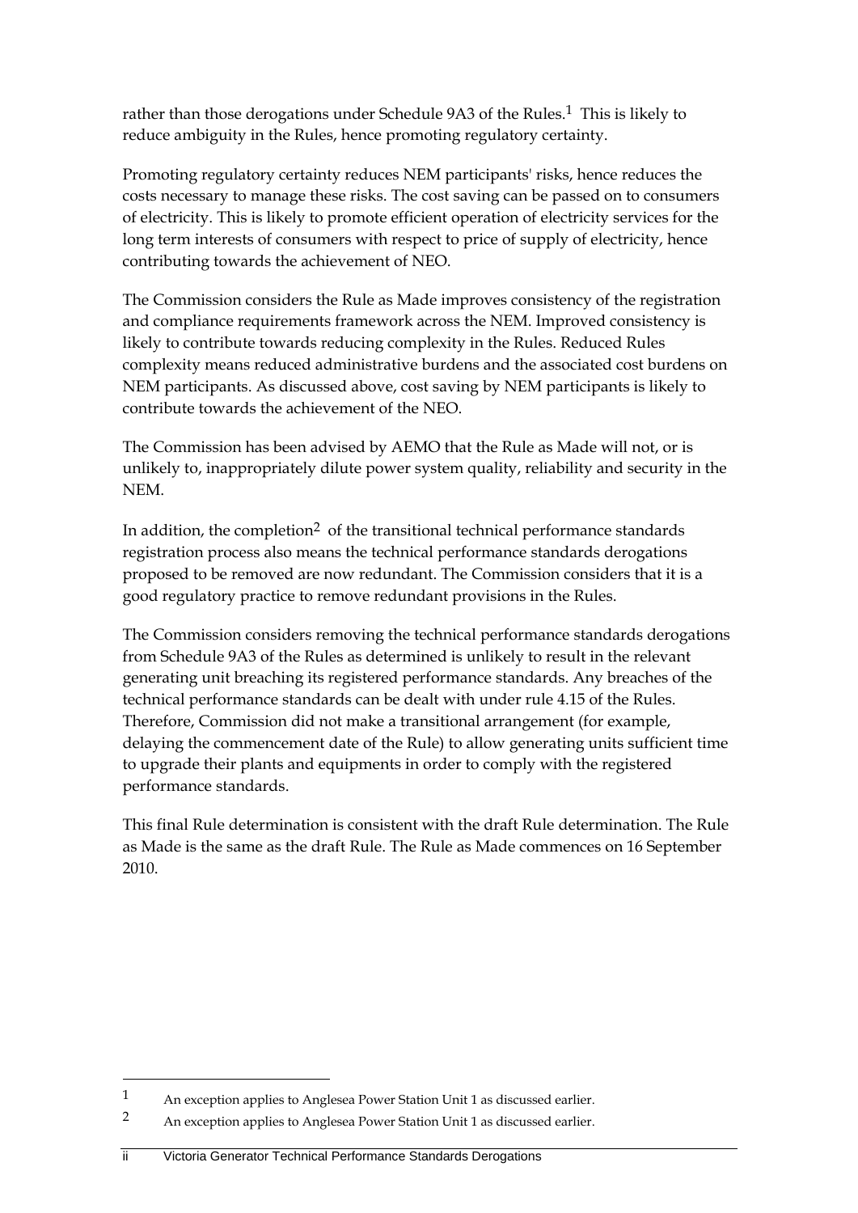rather than those derogations under Schedule 9A3 of the Rules.[1] This is likely to reduce ambiguity in the Rules, hence promoting regulatory certainty.

Promoting regulatory certainty reduces NEM participants' risks, hence reduces the costs necessary to manage these risks. The cost saving can be passed on to consumers of electricity. This is likely to promote efficient operation of electricity services for the long term interests of consumers with respect to price of supply of electricity, hence contributing towards the achievement of NEO.

The Commission considers the Rule as Made improves consistency of the registration and compliance requirements framework across the NEM. Improved consistency is likely to contribute towards reducing complexity in the Rules. Reduced Rules complexity means reduced administrative burdens and the associated cost burdens on NEM participants. As discussed above, cost saving by NEM participants is likely to contribute towards the achievement of the NEO.

The Commission has been advised by AEMO that the Rule as Made will not, or is unlikely to, inappropriately dilute power system quality, reliability and security in the NEM.

In addition, the completion[2] of the transitional technical performance standards registration process also means the technical performance standards derogations proposed to be removed are now redundant. The Commission considers that it is a good regulatory practice to remove redundant provisions in the Rules.

The Commission considers removing the technical performance standards derogations from Schedule 9A3 of the Rules as determined is unlikely to result in the relevant generating unit breaching its registered performance standards. Any breaches of the technical performance standards can be dealt with under rule 4.15 of the Rules. Therefore, Commission did not make a transitional arrangement (for example, delaying the commencement date of the Rule) to allow generating units sufficient time to upgrade their plants and equipments in order to comply with the registered performance standards.

This final Rule determination is consistent with the draft Rule determination. The Rule as Made is the same as the draft Rule. The Rule as Made commences on 16 September 2010.

---

[1] An exception applies to Anglesea Power Station Unit 1 as discussed earlier.

[2] An exception applies to Anglesea Power Station Unit 1 as discussed earlier.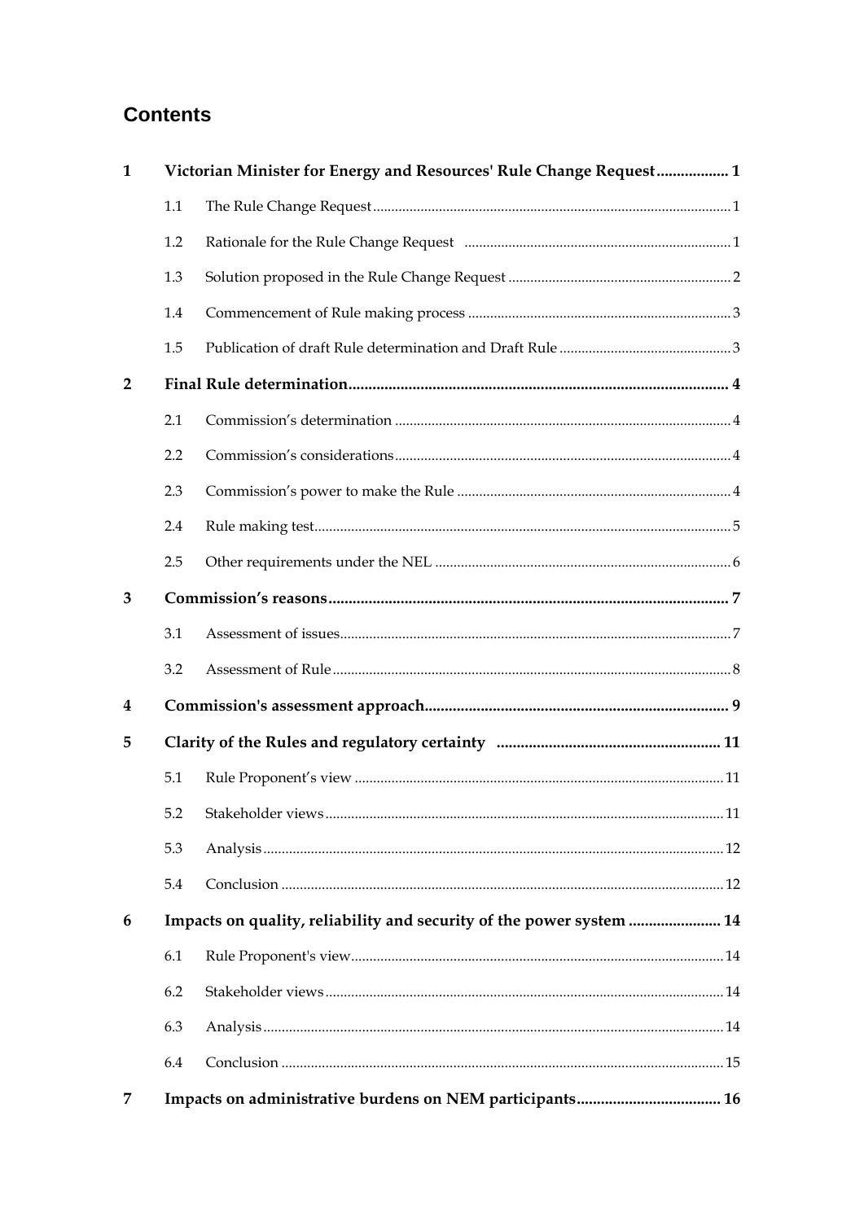# Contents

| | | | |
|---|---|---|---|
| **1** | **Victorian Minister for Energy and Resources' Rule Change Request** | | **1** |
| | 1.1 | The Rule Change Request | 1 |
| | 1.2 | Rationale for the Rule Change Request | 1 |
| | 1.3 | Solution proposed in the Rule Change Request | 2 |
| | 1.4 | Commencement of Rule making process | 3 |
| | 1.5 | Publication of draft Rule determination and Draft Rule | 3 |
| **2** | **Final Rule determination** | | **4** |
| | 2.1 | Commission's determination | 4 |
| | 2.2 | Commission's considerations | 4 |
| | 2.3 | Commission's power to make the Rule | 4 |
| | 2.4 | Rule making test | 5 |
| | 2.5 | Other requirements under the NEL | 6 |
| **3** | **Commission's reasons** | | **7** |
| | 3.1 | Assessment of issues | 7 |
| | 3.2 | Assessment of Rule | 8 |
| **4** | **Commission's assessment approach** | | **9** |
| **5** | **Clarity of the Rules and regulatory certainty** | | **11** |
| | 5.1 | Rule Proponent's view | 11 |
| | 5.2 | Stakeholder views | 11 |
| | 5.3 | Analysis | 12 |
| | 5.4 | Conclusion | 12 |
| **6** | **Impacts on quality, reliability and security of the power system** | | **14** |
| | 6.1 | Rule Proponent's view | 14 |
| | 6.2 | Stakeholder views | 14 |
| | 6.3 | Analysis | 14 |
| | 6.4 | Conclusion | 15 |
| **7** | **Impacts on administrative burdens on NEM participants** | | **16** |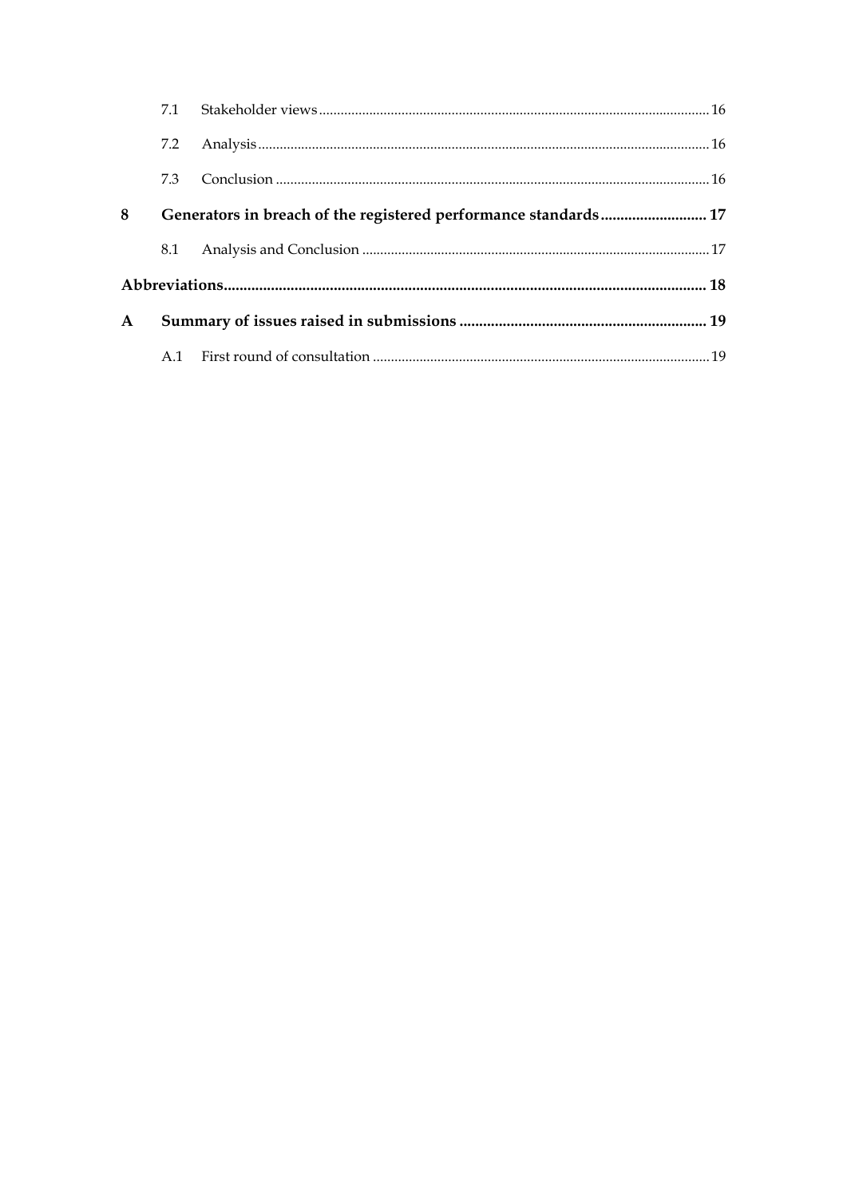| | | | |
|---|---|---|---|
| | 7.1 | Stakeholder views | 16 |
| | 7.2 | Analysis | 16 |
| | 7.3 | Conclusion | 16 |
| **8** | **Generators in breach of the registered performance standards** | | **17** |
| | 8.1 | Analysis and Conclusion | 17 |
| **Abbreviations** | | | **18** |
| **A** | **Summary of issues raised in submissions** | | **19** |
| | A.1 | First round of consultation | 19 |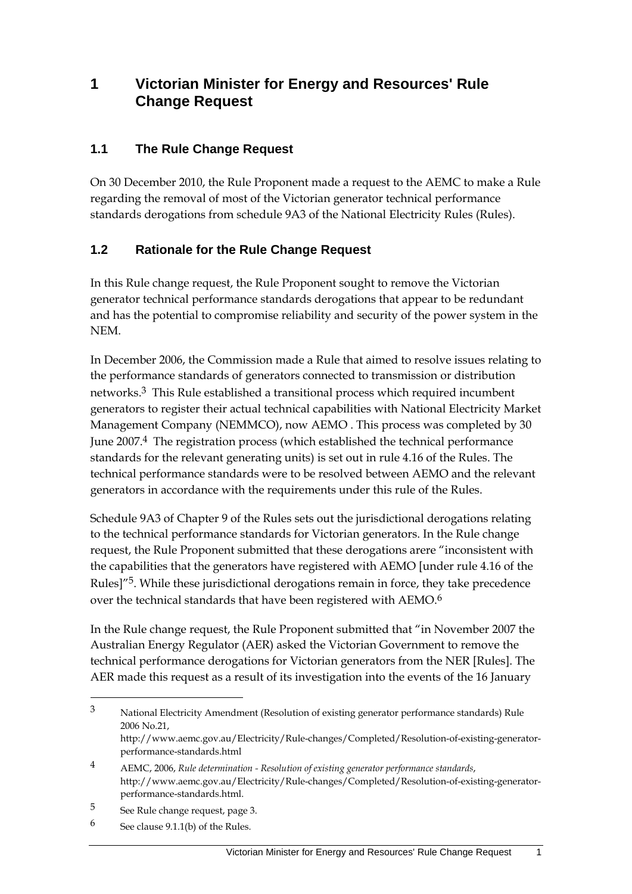# 1 Victorian Minister for Energy and Resources' Rule Change Request

## 1.1 The Rule Change Request

On 30 December 2010, the Rule Proponent made a request to the AEMC to make a Rule regarding the removal of most of the Victorian generator technical performance standards derogations from schedule 9A3 of the National Electricity Rules (Rules).

## 1.2 Rationale for the Rule Change Request

In this Rule change request, the Rule Proponent sought to remove the Victorian generator technical performance standards derogations that appear to be redundant and has the potential to compromise reliability and security of the power system in the NEM.

In December 2006, the Commission made a Rule that aimed to resolve issues relating to the performance standards of generators connected to transmission or distribution networks.[3] This Rule established a transitional process which required incumbent generators to register their actual technical capabilities with National Electricity Market Management Company (NEMMCO), now AEMO . This process was completed by 30 June 2007.[4] The registration process (which established the technical performance standards for the relevant generating units) is set out in rule 4.16 of the Rules. The technical performance standards were to be resolved between AEMO and the relevant generators in accordance with the requirements under this rule of the Rules.

Schedule 9A3 of Chapter 9 of the Rules sets out the jurisdictional derogations relating to the technical performance standards for Victorian generators. In the Rule change request, the Rule Proponent submitted that these derogations arere "inconsistent with the capabilities that the generators have registered with AEMO [under rule 4.16 of the Rules]"[5]. While these jurisdictional derogations remain in force, they take precedence over the technical standards that have been registered with AEMO.[6]

In the Rule change request, the Rule Proponent submitted that "in November 2007 the Australian Energy Regulator (AER) asked the Victorian Government to remove the technical performance derogations for Victorian generators from the NER [Rules]. The AER made this request as a result of its investigation into the events of the 16 January

---

[3] National Electricity Amendment (Resolution of existing generator performance standards) Rule 2006 No.21, http://www.aemc.gov.au/Electricity/Rule-changes/Completed/Resolution-of-existing-generator-performance-standards.html

[4] AEMC, 2006, *Rule determination - Resolution of existing generator performance standards*, http://www.aemc.gov.au/Electricity/Rule-changes/Completed/Resolution-of-existing-generator-performance-standards.html.

[5] See Rule change request, page 3.

[6] See clause 9.1.1(b) of the Rules.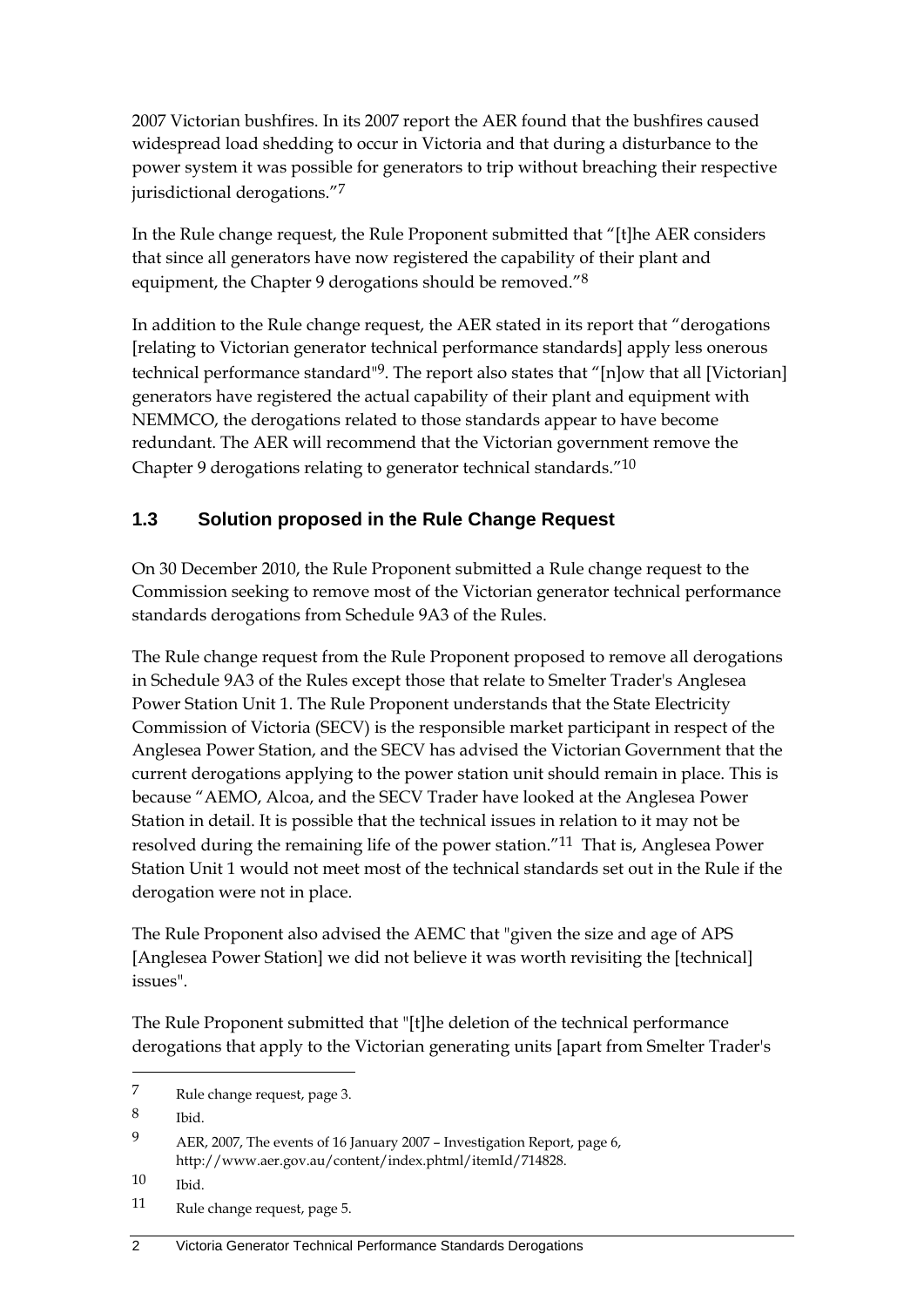2007 Victorian bushfires. In its 2007 report the AER found that the bushfires caused widespread load shedding to occur in Victoria and that during a disturbance to the power system it was possible for generators to trip without breaching their respective jurisdictional derogations."[7]

In the Rule change request, the Rule Proponent submitted that "[t]he AER considers that since all generators have now registered the capability of their plant and equipment, the Chapter 9 derogations should be removed."[8]

In addition to the Rule change request, the AER stated in its report that "derogations [relating to Victorian generator technical performance standards] apply less onerous technical performance standard"[9]. The report also states that "[n]ow that all [Victorian] generators have registered the actual capability of their plant and equipment with NEMMCO, the derogations related to those standards appear to have become redundant. The AER will recommend that the Victorian government remove the Chapter 9 derogations relating to generator technical standards."[10]

## 1.3 Solution proposed in the Rule Change Request

On 30 December 2010, the Rule Proponent submitted a Rule change request to the Commission seeking to remove most of the Victorian generator technical performance standards derogations from Schedule 9A3 of the Rules.

The Rule change request from the Rule Proponent proposed to remove all derogations in Schedule 9A3 of the Rules except those that relate to Smelter Trader's Anglesea Power Station Unit 1. The Rule Proponent understands that the State Electricity Commission of Victoria (SECV) is the responsible market participant in respect of the Anglesea Power Station, and the SECV has advised the Victorian Government that the current derogations applying to the power station unit should remain in place. This is because "AEMO, Alcoa, and the SECV Trader have looked at the Anglesea Power Station in detail. It is possible that the technical issues in relation to it may not be resolved during the remaining life of the power station."[11] That is, Anglesea Power Station Unit 1 would not meet most of the technical standards set out in the Rule if the derogation were not in place.

The Rule Proponent also advised the AEMC that "given the size and age of APS [Anglesea Power Station] we did not believe it was worth revisiting the [technical] issues".

The Rule Proponent submitted that "[t]he deletion of the technical performance derogations that apply to the Victorian generating units [apart from Smelter Trader's

---

7 Rule change request, page 3.

8 Ibid.

9 AER, 2007, The events of 16 January 2007 – Investigation Report, page 6, http://www.aer.gov.au/content/index.phtml/itemId/714828.

10 Ibid.

11 Rule change request, page 5.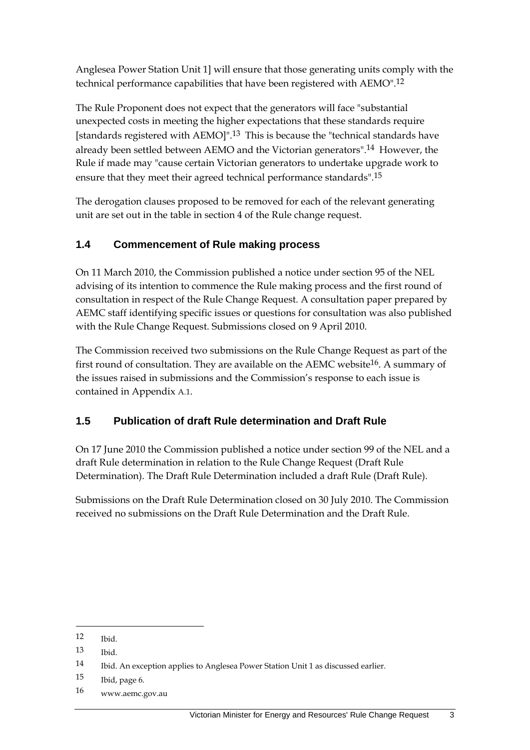Anglesea Power Station Unit 1] will ensure that those generating units comply with the technical performance capabilities that have been registered with AEMO".[12]

The Rule Proponent does not expect that the generators will face "substantial unexpected costs in meeting the higher expectations that these standards require [standards registered with AEMO]".[13] This is because the "technical standards have already been settled between AEMO and the Victorian generators".[14] However, the Rule if made may "cause certain Victorian generators to undertake upgrade work to ensure that they meet their agreed technical performance standards".[15]

The derogation clauses proposed to be removed for each of the relevant generating unit are set out in the table in section 4 of the Rule change request.

## 1.4 Commencement of Rule making process

On 11 March 2010, the Commission published a notice under section 95 of the NEL advising of its intention to commence the Rule making process and the first round of consultation in respect of the Rule Change Request. A consultation paper prepared by AEMC staff identifying specific issues or questions for consultation was also published with the Rule Change Request. Submissions closed on 9 April 2010.

The Commission received two submissions on the Rule Change Request as part of the first round of consultation. They are available on the AEMC website[16]. A summary of the issues raised in submissions and the Commission's response to each issue is contained in Appendix A.1.

## 1.5 Publication of draft Rule determination and Draft Rule

On 17 June 2010 the Commission published a notice under section 99 of the NEL and a draft Rule determination in relation to the Rule Change Request (Draft Rule Determination). The Draft Rule Determination included a draft Rule (Draft Rule).

Submissions on the Draft Rule Determination closed on 30 July 2010. The Commission received no submissions on the Draft Rule Determination and the Draft Rule.

---

12 Ibid.

13 Ibid.

14 Ibid. An exception applies to Anglesea Power Station Unit 1 as discussed earlier.

15 Ibid, page 6.

16 www.aemc.gov.au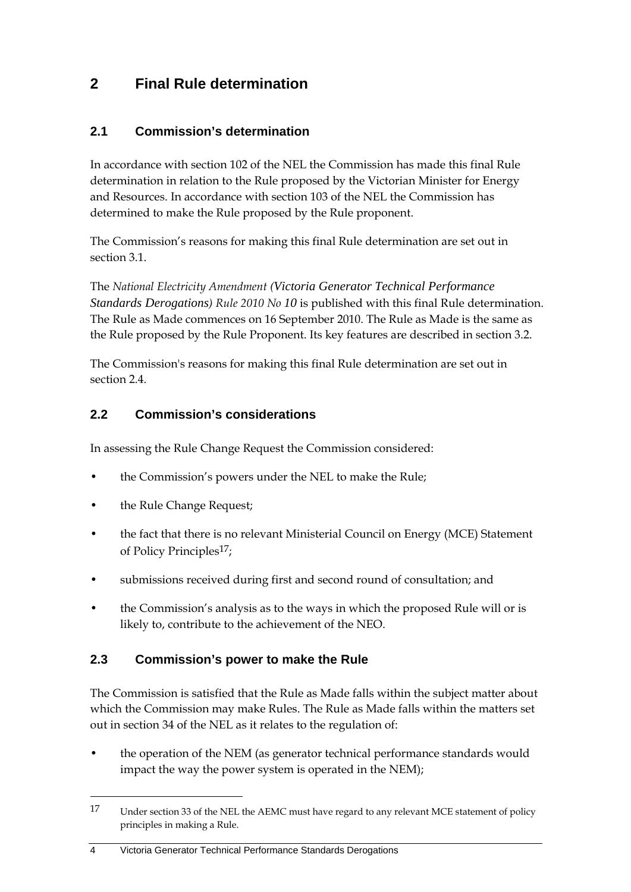# 2 Final Rule determination

## 2.1 Commission's determination

In accordance with section 102 of the NEL the Commission has made this final Rule determination in relation to the Rule proposed by the Victorian Minister for Energy and Resources. In accordance with section 103 of the NEL the Commission has determined to make the Rule proposed by the Rule proponent.

The Commission's reasons for making this final Rule determination are set out in section 3.1.

The *National Electricity Amendment (Victoria Generator Technical Performance Standards Derogations) Rule 2010 No 10* is published with this final Rule determination. The Rule as Made commences on 16 September 2010. The Rule as Made is the same as the Rule proposed by the Rule Proponent. Its key features are described in section 3.2.

The Commission's reasons for making this final Rule determination are set out in section 2.4.

## 2.2 Commission's considerations

In assessing the Rule Change Request the Commission considered:

- the Commission's powers under the NEL to make the Rule;
- the Rule Change Request;
- the fact that there is no relevant Ministerial Council on Energy (MCE) Statement of Policy Principles[17];
- submissions received during first and second round of consultation; and
- the Commission's analysis as to the ways in which the proposed Rule will or is likely to, contribute to the achievement of the NEO.

## 2.3 Commission's power to make the Rule

The Commission is satisfied that the Rule as Made falls within the subject matter about which the Commission may make Rules. The Rule as Made falls within the matters set out in section 34 of the NEL as it relates to the regulation of:

- the operation of the NEM (as generator technical performance standards would impact the way the power system is operated in the NEM);

---

[17] Under section 33 of the NEL the AEMC must have regard to any relevant MCE statement of policy principles in making a Rule.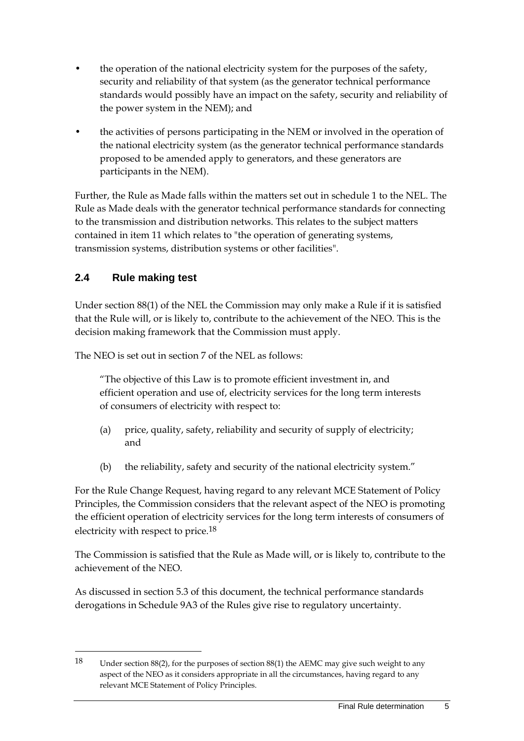- the operation of the national electricity system for the purposes of the safety, security and reliability of that system (as the generator technical performance standards would possibly have an impact on the safety, security and reliability of the power system in the NEM); and
- the activities of persons participating in the NEM or involved in the operation of the national electricity system (as the generator technical performance standards proposed to be amended apply to generators, and these generators are participants in the NEM).

Further, the Rule as Made falls within the matters set out in schedule 1 to the NEL. The Rule as Made deals with the generator technical performance standards for connecting to the transmission and distribution networks. This relates to the subject matters contained in item 11 which relates to "the operation of generating systems, transmission systems, distribution systems or other facilities".

## 2.4 Rule making test

Under section 88(1) of the NEL the Commission may only make a Rule if it is satisfied that the Rule will, or is likely to, contribute to the achievement of the NEO. This is the decision making framework that the Commission must apply.

The NEO is set out in section 7 of the NEL as follows:

> "The objective of this Law is to promote efficient investment in, and efficient operation and use of, electricity services for the long term interests of consumers of electricity with respect to:
>
> (a) price, quality, safety, reliability and security of supply of electricity; and
>
> (b) the reliability, safety and security of the national electricity system."

For the Rule Change Request, having regard to any relevant MCE Statement of Policy Principles, the Commission considers that the relevant aspect of the NEO is promoting the efficient operation of electricity services for the long term interests of consumers of electricity with respect to price.[18]

The Commission is satisfied that the Rule as Made will, or is likely to, contribute to the achievement of the NEO.

As discussed in section 5.3 of this document, the technical performance standards derogations in Schedule 9A3 of the Rules give rise to regulatory uncertainty.

---

[18] Under section 88(2), for the purposes of section 88(1) the AEMC may give such weight to any aspect of the NEO as it considers appropriate in all the circumstances, having regard to any relevant MCE Statement of Policy Principles.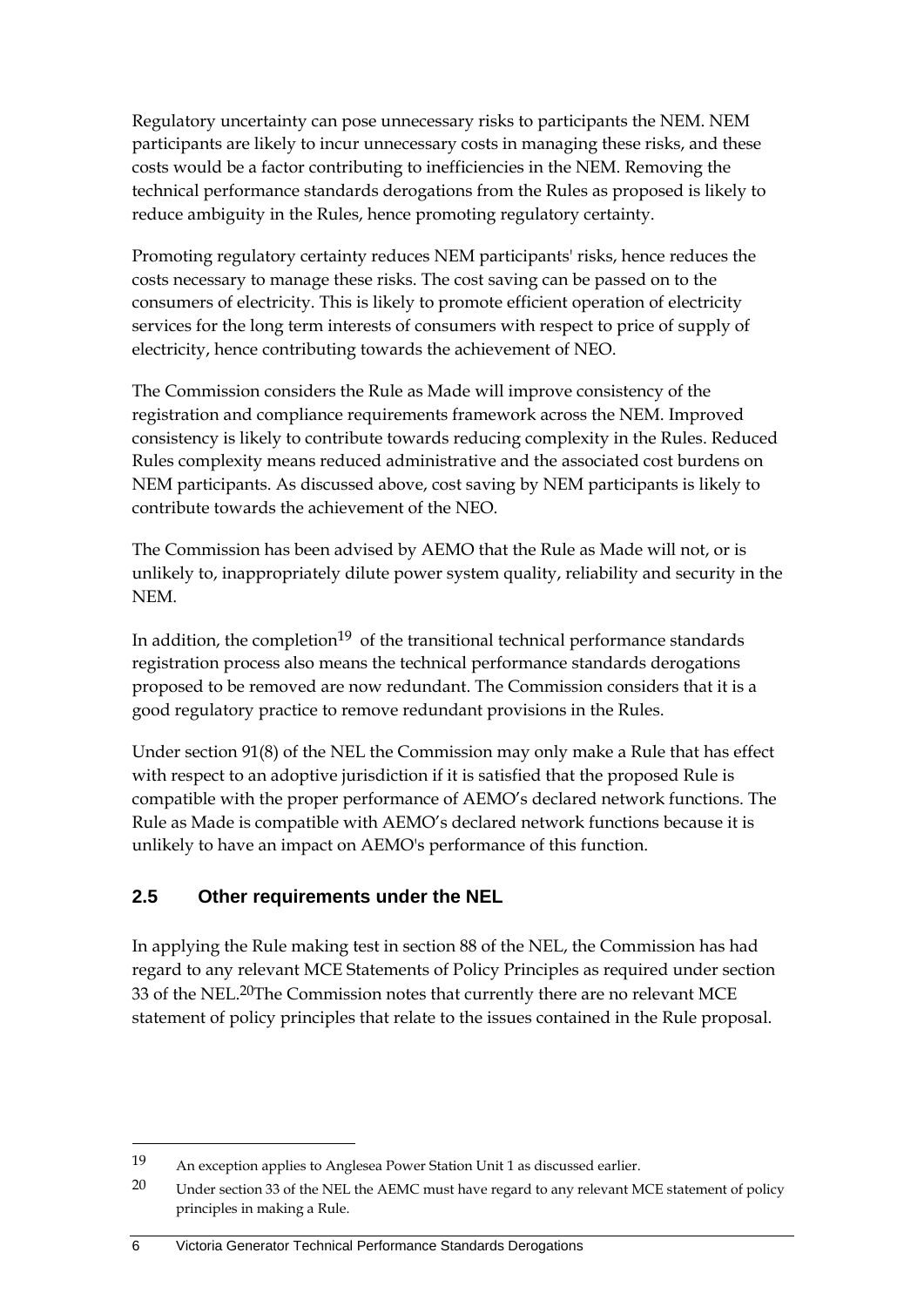Regulatory uncertainty can pose unnecessary risks to participants the NEM. NEM participants are likely to incur unnecessary costs in managing these risks, and these costs would be a factor contributing to inefficiencies in the NEM. Removing the technical performance standards derogations from the Rules as proposed is likely to reduce ambiguity in the Rules, hence promoting regulatory certainty.

Promoting regulatory certainty reduces NEM participants' risks, hence reduces the costs necessary to manage these risks. The cost saving can be passed on to the consumers of electricity. This is likely to promote efficient operation of electricity services for the long term interests of consumers with respect to price of supply of electricity, hence contributing towards the achievement of NEO.

The Commission considers the Rule as Made will improve consistency of the registration and compliance requirements framework across the NEM. Improved consistency is likely to contribute towards reducing complexity in the Rules. Reduced Rules complexity means reduced administrative and the associated cost burdens on NEM participants. As discussed above, cost saving by NEM participants is likely to contribute towards the achievement of the NEO.

The Commission has been advised by AEMO that the Rule as Made will not, or is unlikely to, inappropriately dilute power system quality, reliability and security in the NEM.

In addition, the completion[19] of the transitional technical performance standards registration process also means the technical performance standards derogations proposed to be removed are now redundant. The Commission considers that it is a good regulatory practice to remove redundant provisions in the Rules.

Under section 91(8) of the NEL the Commission may only make a Rule that has effect with respect to an adoptive jurisdiction if it is satisfied that the proposed Rule is compatible with the proper performance of AEMO's declared network functions. The Rule as Made is compatible with AEMO's declared network functions because it is unlikely to have an impact on AEMO's performance of this function.

## 2.5 Other requirements under the NEL

In applying the Rule making test in section 88 of the NEL, the Commission has had regard to any relevant MCE Statements of Policy Principles as required under section 33 of the NEL.[20] The Commission notes that currently there are no relevant MCE statement of policy principles that relate to the issues contained in the Rule proposal.

---

[19] An exception applies to Anglesea Power Station Unit 1 as discussed earlier.

[20] Under section 33 of the NEL the AEMC must have regard to any relevant MCE statement of policy principles in making a Rule.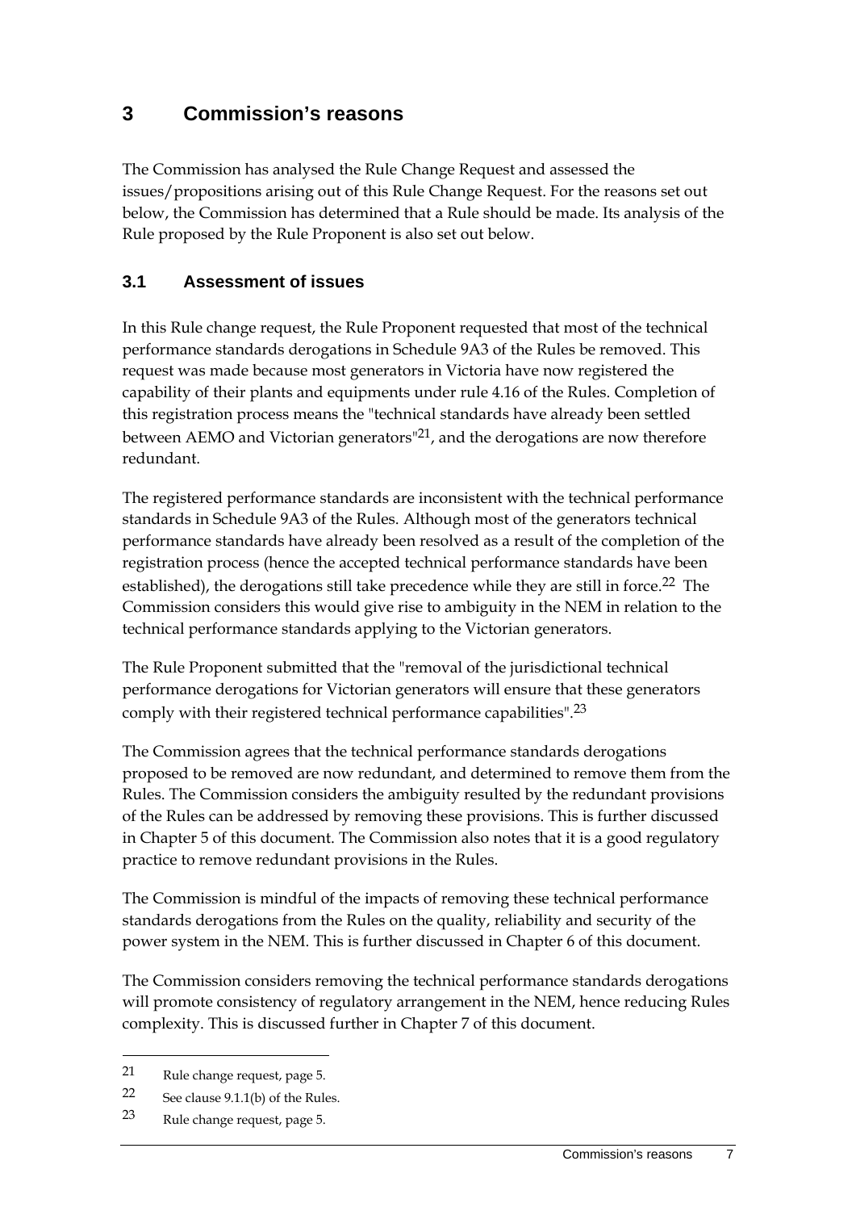# 3 Commission's reasons

The Commission has analysed the Rule Change Request and assessed the issues/propositions arising out of this Rule Change Request. For the reasons set out below, the Commission has determined that a Rule should be made. Its analysis of the Rule proposed by the Rule Proponent is also set out below.

## 3.1 Assessment of issues

In this Rule change request, the Rule Proponent requested that most of the technical performance standards derogations in Schedule 9A3 of the Rules be removed. This request was made because most generators in Victoria have now registered the capability of their plants and equipments under rule 4.16 of the Rules. Completion of this registration process means the "technical standards have already been settled between AEMO and Victorian generators"[21], and the derogations are now therefore redundant.

The registered performance standards are inconsistent with the technical performance standards in Schedule 9A3 of the Rules. Although most of the generators technical performance standards have already been resolved as a result of the completion of the registration process (hence the accepted technical performance standards have been established), the derogations still take precedence while they are still in force.[22] The Commission considers this would give rise to ambiguity in the NEM in relation to the technical performance standards applying to the Victorian generators.

The Rule Proponent submitted that the "removal of the jurisdictional technical performance derogations for Victorian generators will ensure that these generators comply with their registered technical performance capabilities".[23]

The Commission agrees that the technical performance standards derogations proposed to be removed are now redundant, and determined to remove them from the Rules. The Commission considers the ambiguity resulted by the redundant provisions of the Rules can be addressed by removing these provisions. This is further discussed in Chapter 5 of this document. The Commission also notes that it is a good regulatory practice to remove redundant provisions in the Rules.

The Commission is mindful of the impacts of removing these technical performance standards derogations from the Rules on the quality, reliability and security of the power system in the NEM. This is further discussed in Chapter 6 of this document.

The Commission considers removing the technical performance standards derogations will promote consistency of regulatory arrangement in the NEM, hence reducing Rules complexity. This is discussed further in Chapter 7 of this document.

---

21 Rule change request, page 5.

22 See clause 9.1.1(b) of the Rules.

23 Rule change request, page 5.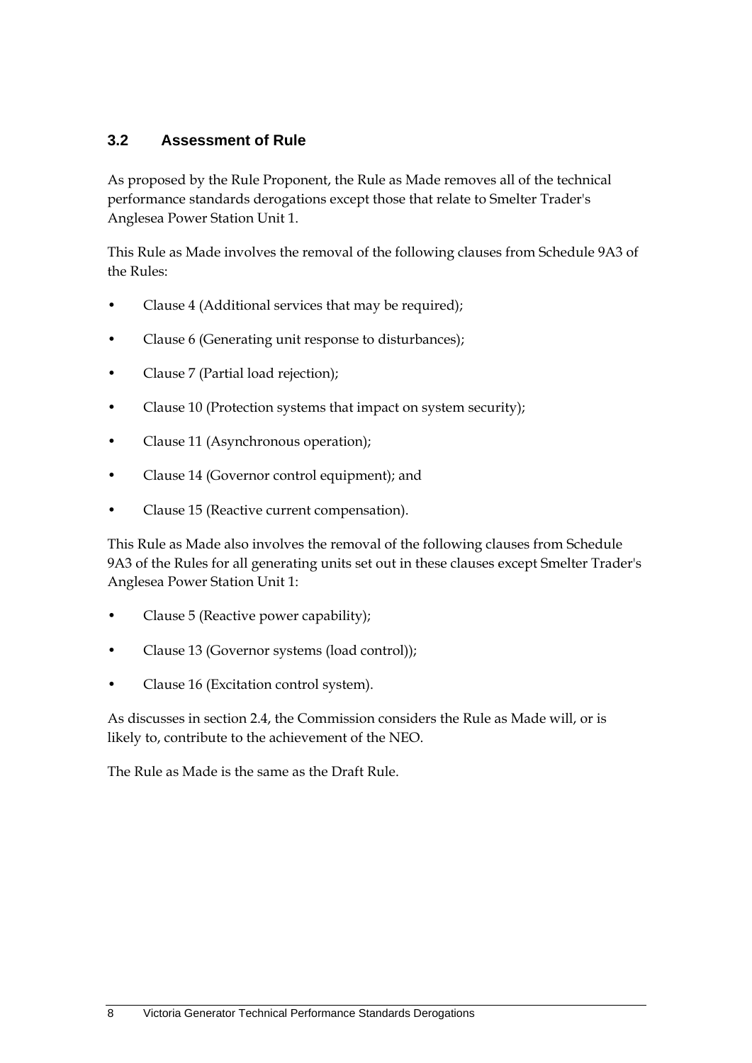## 3.2 Assessment of Rule

As proposed by the Rule Proponent, the Rule as Made removes all of the technical performance standards derogations except those that relate to Smelter Trader's Anglesea Power Station Unit 1.

This Rule as Made involves the removal of the following clauses from Schedule 9A3 of the Rules:

- Clause 4 (Additional services that may be required);
- Clause 6 (Generating unit response to disturbances);
- Clause 7 (Partial load rejection);
- Clause 10 (Protection systems that impact on system security);
- Clause 11 (Asynchronous operation);
- Clause 14 (Governor control equipment); and
- Clause 15 (Reactive current compensation).

This Rule as Made also involves the removal of the following clauses from Schedule 9A3 of the Rules for all generating units set out in these clauses except Smelter Trader's Anglesea Power Station Unit 1:

- Clause 5 (Reactive power capability);
- Clause 13 (Governor systems (load control));
- Clause 16 (Excitation control system).

As discusses in section 2.4, the Commission considers the Rule as Made will, or is likely to, contribute to the achievement of the NEO.

The Rule as Made is the same as the Draft Rule.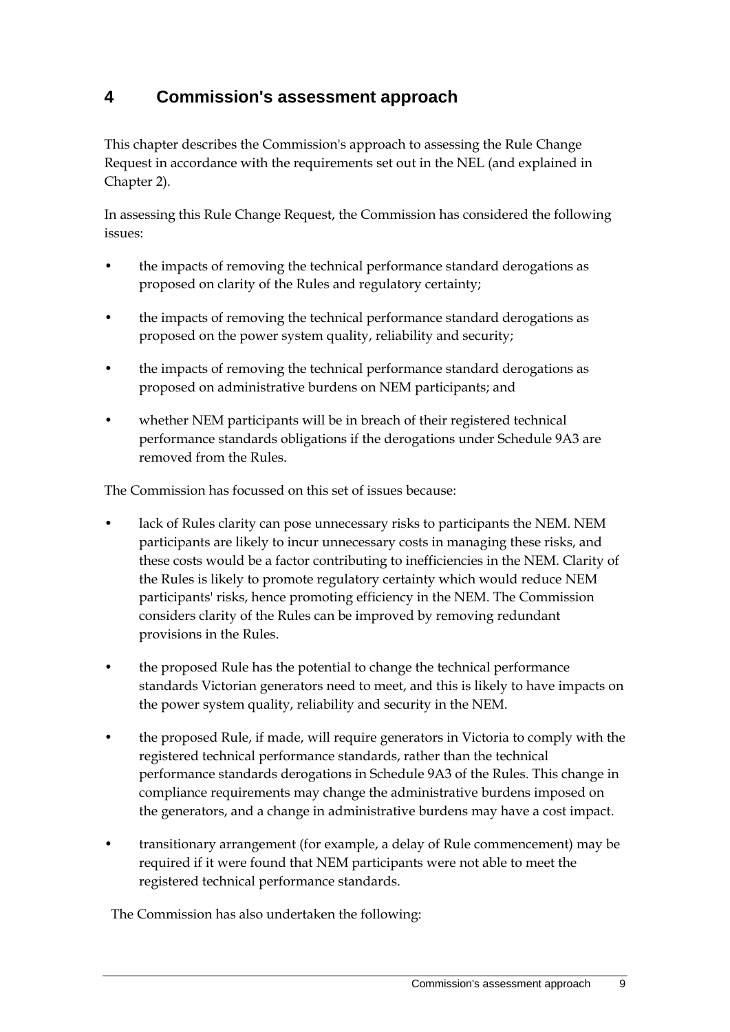# 4 Commission's assessment approach

This chapter describes the Commission's approach to assessing the Rule Change Request in accordance with the requirements set out in the NEL (and explained in Chapter 2).

In assessing this Rule Change Request, the Commission has considered the following issues:

- the impacts of removing the technical performance standard derogations as proposed on clarity of the Rules and regulatory certainty;
- the impacts of removing the technical performance standard derogations as proposed on the power system quality, reliability and security;
- the impacts of removing the technical performance standard derogations as proposed on administrative burdens on NEM participants; and
- whether NEM participants will be in breach of their registered technical performance standards obligations if the derogations under Schedule 9A3 are removed from the Rules.

The Commission has focussed on this set of issues because:

- lack of Rules clarity can pose unnecessary risks to participants the NEM. NEM participants are likely to incur unnecessary costs in managing these risks, and these costs would be a factor contributing to inefficiencies in the NEM. Clarity of the Rules is likely to promote regulatory certainty which would reduce NEM participants' risks, hence promoting efficiency in the NEM. The Commission considers clarity of the Rules can be improved by removing redundant provisions in the Rules.
- the proposed Rule has the potential to change the technical performance standards Victorian generators need to meet, and this is likely to have impacts on the power system quality, reliability and security in the NEM.
- the proposed Rule, if made, will require generators in Victoria to comply with the registered technical performance standards, rather than the technical performance standards derogations in Schedule 9A3 of the Rules. This change in compliance requirements may change the administrative burdens imposed on the generators, and a change in administrative burdens may have a cost impact.
- transitionary arrangement (for example, a delay of Rule commencement) may be required if it were found that NEM participants were not able to meet the registered technical performance standards.

The Commission has also undertaken the following: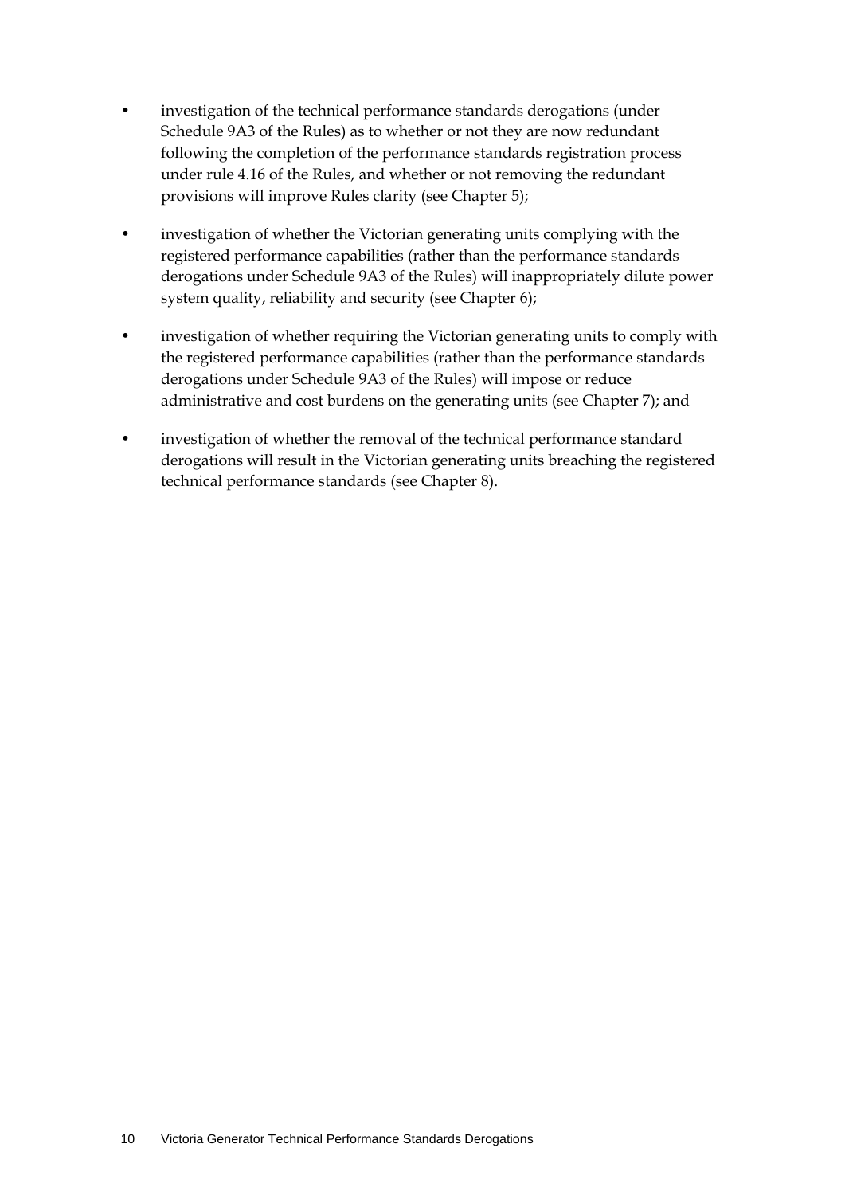- investigation of the technical performance standards derogations (under Schedule 9A3 of the Rules) as to whether or not they are now redundant following the completion of the performance standards registration process under rule 4.16 of the Rules, and whether or not removing the redundant provisions will improve Rules clarity (see Chapter 5);
- investigation of whether the Victorian generating units complying with the registered performance capabilities (rather than the performance standards derogations under Schedule 9A3 of the Rules) will inappropriately dilute power system quality, reliability and security (see Chapter 6);
- investigation of whether requiring the Victorian generating units to comply with the registered performance capabilities (rather than the performance standards derogations under Schedule 9A3 of the Rules) will impose or reduce administrative and cost burdens on the generating units (see Chapter 7); and
- investigation of whether the removal of the technical performance standard derogations will result in the Victorian generating units breaching the registered technical performance standards (see Chapter 8).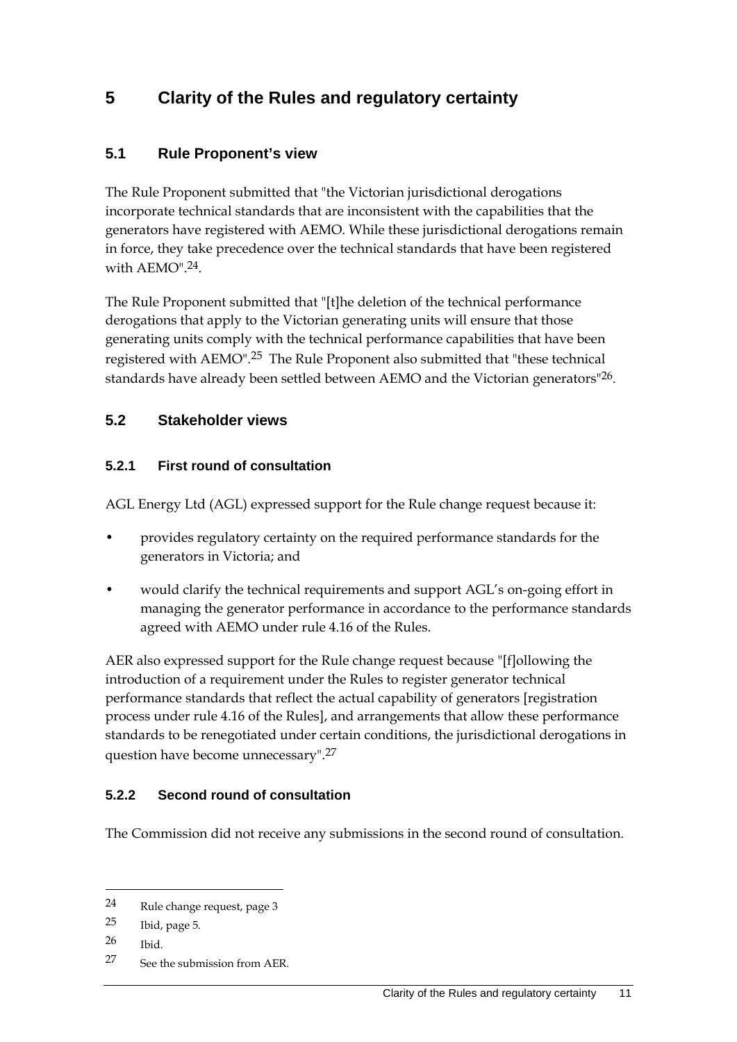# 5 Clarity of the Rules and regulatory certainty

## 5.1 Rule Proponent's view

The Rule Proponent submitted that "the Victorian jurisdictional derogations incorporate technical standards that are inconsistent with the capabilities that the generators have registered with AEMO. While these jurisdictional derogations remain in force, they take precedence over the technical standards that have been registered with AEMO".[24].

The Rule Proponent submitted that "[t]he deletion of the technical performance derogations that apply to the Victorian generating units will ensure that those generating units comply with the technical performance capabilities that have been registered with AEMO".[25] The Rule Proponent also submitted that "these technical standards have already been settled between AEMO and the Victorian generators"[26].

## 5.2 Stakeholder views

### 5.2.1 First round of consultation

AGL Energy Ltd (AGL) expressed support for the Rule change request because it:

- provides regulatory certainty on the required performance standards for the generators in Victoria; and
- would clarify the technical requirements and support AGL's on-going effort in managing the generator performance in accordance to the performance standards agreed with AEMO under rule 4.16 of the Rules.

AER also expressed support for the Rule change request because "[f]ollowing the introduction of a requirement under the Rules to register generator technical performance standards that reflect the actual capability of generators [registration process under rule 4.16 of the Rules], and arrangements that allow these performance standards to be renegotiated under certain conditions, the jurisdictional derogations in question have become unnecessary".[27]

### 5.2.2 Second round of consultation

The Commission did not receive any submissions in the second round of consultation.

---

24 Rule change request, page 3

25 Ibid, page 5.

26 Ibid.

27 See the submission from AER.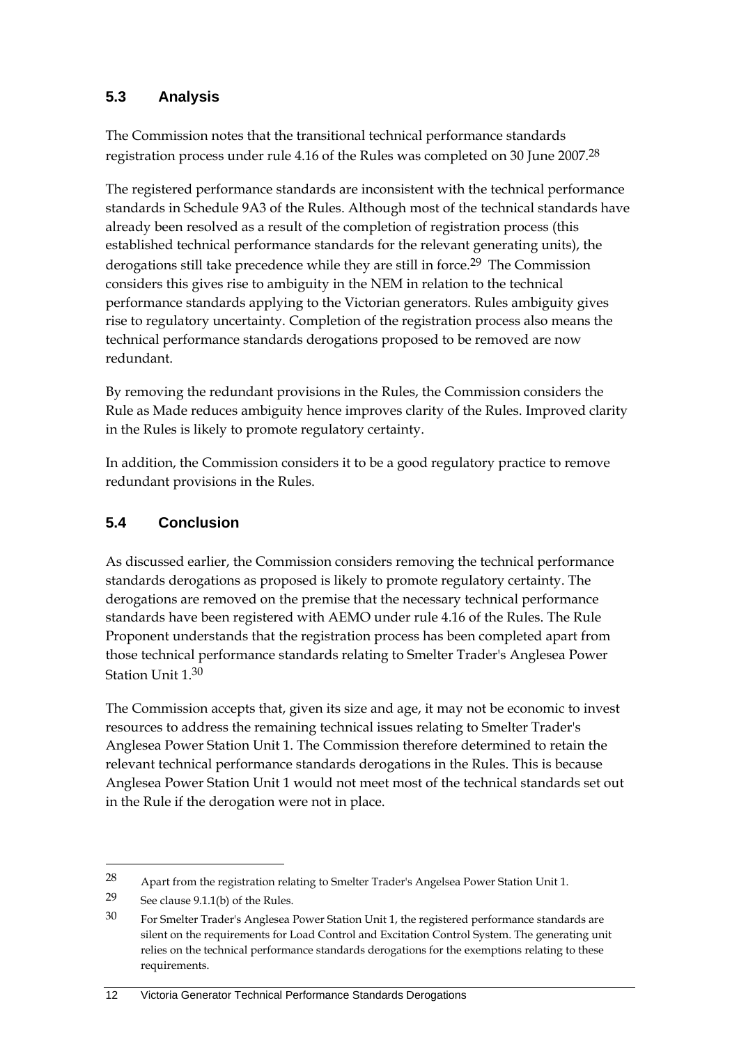## 5.3 Analysis

The Commission notes that the transitional technical performance standards registration process under rule 4.16 of the Rules was completed on 30 June 2007.[28]

The registered performance standards are inconsistent with the technical performance standards in Schedule 9A3 of the Rules. Although most of the technical standards have already been resolved as a result of the completion of registration process (this established technical performance standards for the relevant generating units), the derogations still take precedence while they are still in force.[29] The Commission considers this gives rise to ambiguity in the NEM in relation to the technical performance standards applying to the Victorian generators. Rules ambiguity gives rise to regulatory uncertainty. Completion of the registration process also means the technical performance standards derogations proposed to be removed are now redundant.

By removing the redundant provisions in the Rules, the Commission considers the Rule as Made reduces ambiguity hence improves clarity of the Rules. Improved clarity in the Rules is likely to promote regulatory certainty.

In addition, the Commission considers it to be a good regulatory practice to remove redundant provisions in the Rules.

## 5.4 Conclusion

As discussed earlier, the Commission considers removing the technical performance standards derogations as proposed is likely to promote regulatory certainty. The derogations are removed on the premise that the necessary technical performance standards have been registered with AEMO under rule 4.16 of the Rules. The Rule Proponent understands that the registration process has been completed apart from those technical performance standards relating to Smelter Trader's Anglesea Power Station Unit 1.[30]

The Commission accepts that, given its size and age, it may not be economic to invest resources to address the remaining technical issues relating to Smelter Trader's Anglesea Power Station Unit 1. The Commission therefore determined to retain the relevant technical performance standards derogations in the Rules. This is because Anglesea Power Station Unit 1 would not meet most of the technical standards set out in the Rule if the derogation were not in place.

---

28 Apart from the registration relating to Smelter Trader's Angelsea Power Station Unit 1.

29 See clause 9.1.1(b) of the Rules.

30 For Smelter Trader's Anglesea Power Station Unit 1, the registered performance standards are silent on the requirements for Load Control and Excitation Control System. The generating unit relies on the technical performance standards derogations for the exemptions relating to these requirements.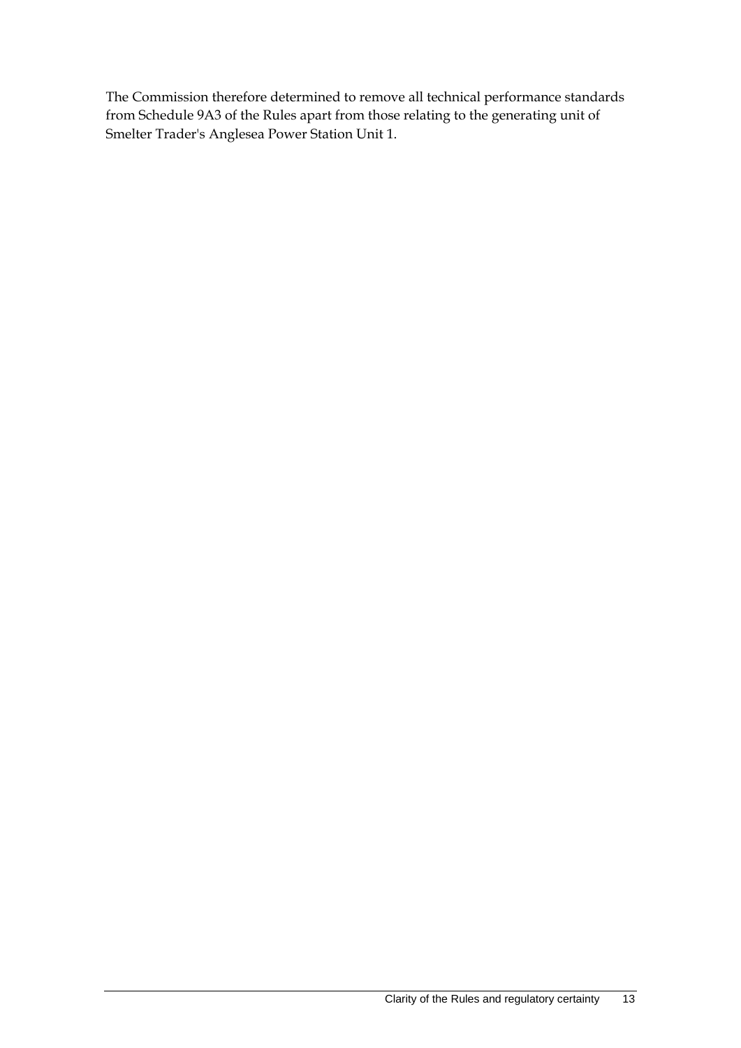The Commission therefore determined to remove all technical performance standards from Schedule 9A3 of the Rules apart from those relating to the generating unit of Smelter Trader's Anglesea Power Station Unit 1.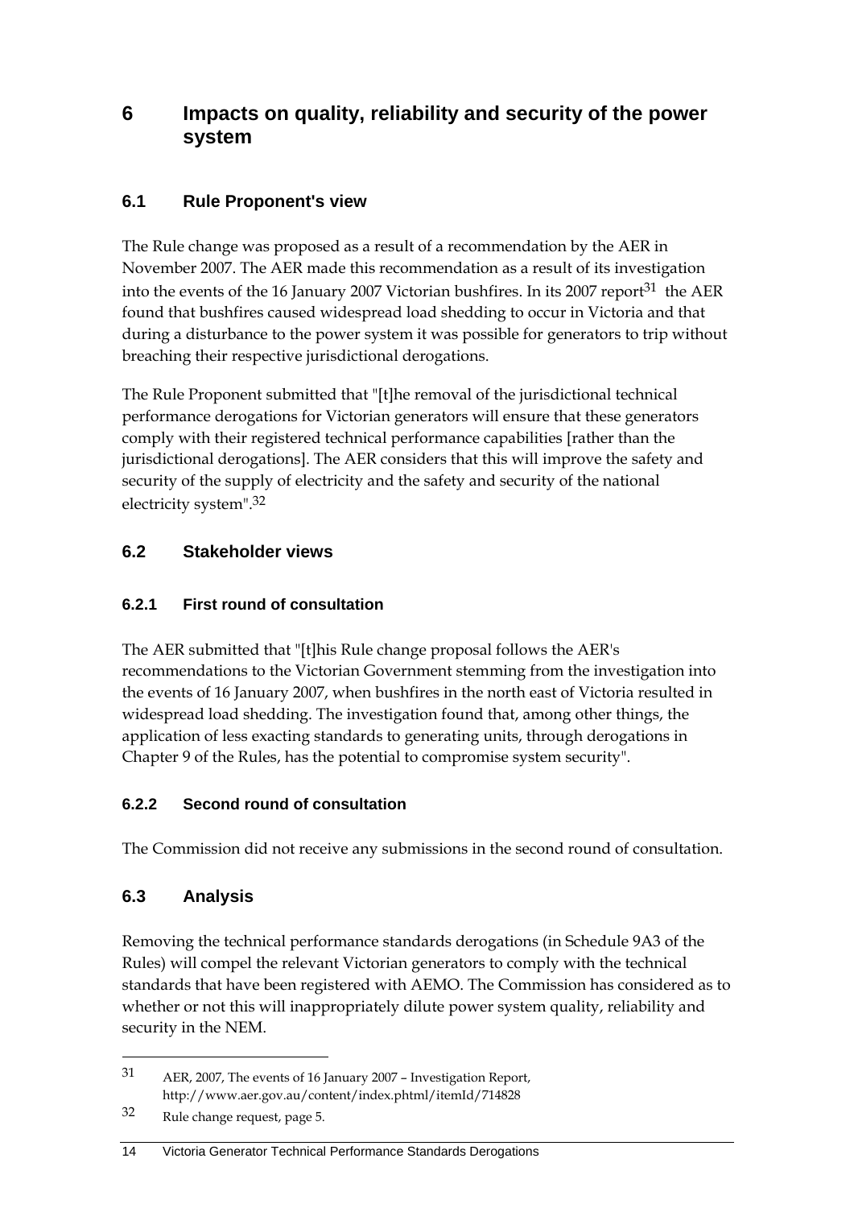# 6 Impacts on quality, reliability and security of the power system

## 6.1 Rule Proponent's view

The Rule change was proposed as a result of a recommendation by the AER in November 2007. The AER made this recommendation as a result of its investigation into the events of the 16 January 2007 Victorian bushfires. In its 2007 report[31] the AER found that bushfires caused widespread load shedding to occur in Victoria and that during a disturbance to the power system it was possible for generators to trip without breaching their respective jurisdictional derogations.

The Rule Proponent submitted that "[t]he removal of the jurisdictional technical performance derogations for Victorian generators will ensure that these generators comply with their registered technical performance capabilities [rather than the jurisdictional derogations]. The AER considers that this will improve the safety and security of the supply of electricity and the safety and security of the national electricity system".[32]

## 6.2 Stakeholder views

### 6.2.1 First round of consultation

The AER submitted that "[t]his Rule change proposal follows the AER's recommendations to the Victorian Government stemming from the investigation into the events of 16 January 2007, when bushfires in the north east of Victoria resulted in widespread load shedding. The investigation found that, among other things, the application of less exacting standards to generating units, through derogations in Chapter 9 of the Rules, has the potential to compromise system security".

### 6.2.2 Second round of consultation

The Commission did not receive any submissions in the second round of consultation.

## 6.3 Analysis

Removing the technical performance standards derogations (in Schedule 9A3 of the Rules) will compel the relevant Victorian generators to comply with the technical standards that have been registered with AEMO. The Commission has considered as to whether or not this will inappropriately dilute power system quality, reliability and security in the NEM.

---

31 AER, 2007, The events of 16 January 2007 – Investigation Report, http://www.aer.gov.au/content/index.phtml/itemId/714828

32 Rule change request, page 5.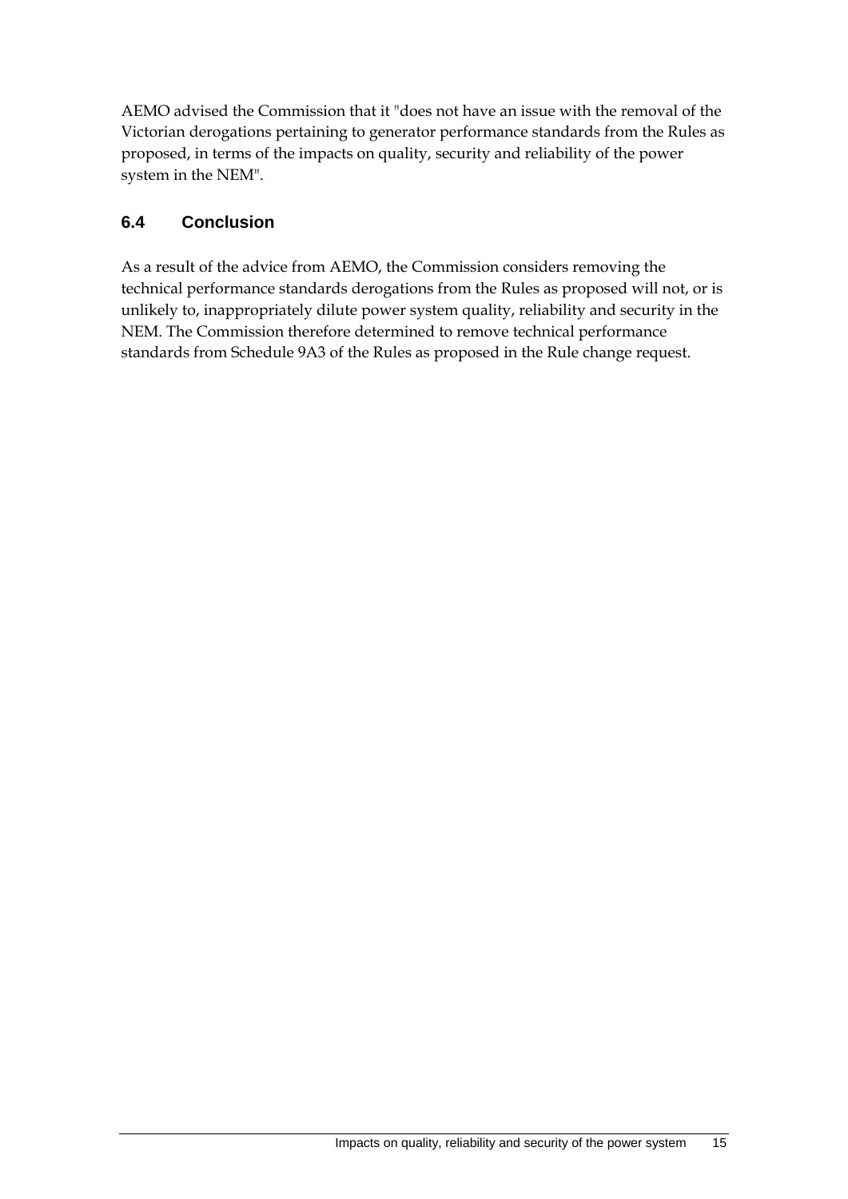AEMO advised the Commission that it "does not have an issue with the removal of the Victorian derogations pertaining to generator performance standards from the Rules as proposed, in terms of the impacts on quality, security and reliability of the power system in the NEM".

## 6.4 Conclusion

As a result of the advice from AEMO, the Commission considers removing the technical performance standards derogations from the Rules as proposed will not, or is unlikely to, inappropriately dilute power system quality, reliability and security in the NEM. The Commission therefore determined to remove technical performance standards from Schedule 9A3 of the Rules as proposed in the Rule change request.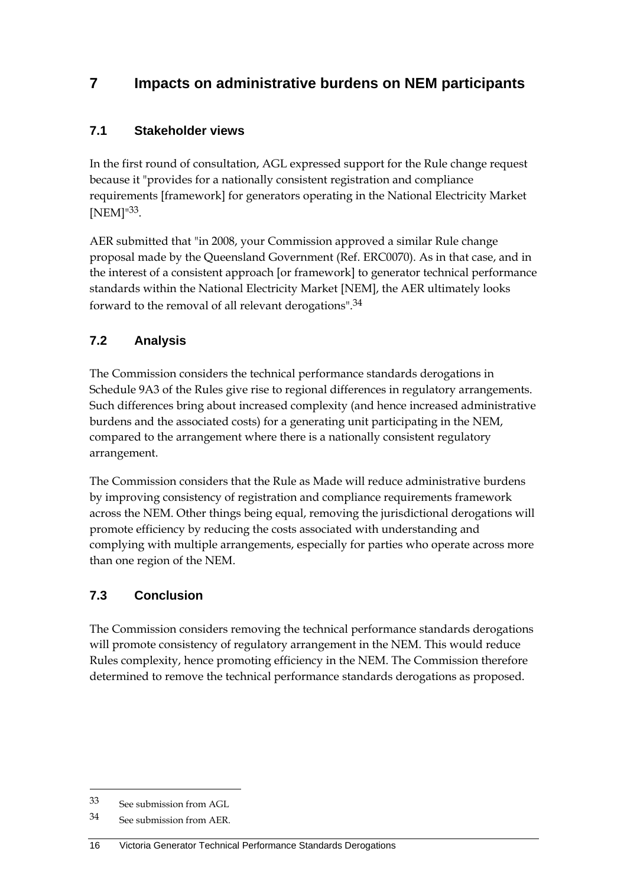# 7 Impacts on administrative burdens on NEM participants

## 7.1 Stakeholder views

In the first round of consultation, AGL expressed support for the Rule change request because it "provides for a nationally consistent registration and compliance requirements [framework] for generators operating in the National Electricity Market [NEM]"[33].

AER submitted that "in 2008, your Commission approved a similar Rule change proposal made by the Queensland Government (Ref. ERC0070). As in that case, and in the interest of a consistent approach [or framework] to generator technical performance standards within the National Electricity Market [NEM], the AER ultimately looks forward to the removal of all relevant derogations".[34]

## 7.2 Analysis

The Commission considers the technical performance standards derogations in Schedule 9A3 of the Rules give rise to regional differences in regulatory arrangements. Such differences bring about increased complexity (and hence increased administrative burdens and the associated costs) for a generating unit participating in the NEM, compared to the arrangement where there is a nationally consistent regulatory arrangement.

The Commission considers that the Rule as Made will reduce administrative burdens by improving consistency of registration and compliance requirements framework across the NEM. Other things being equal, removing the jurisdictional derogations will promote efficiency by reducing the costs associated with understanding and complying with multiple arrangements, especially for parties who operate across more than one region of the NEM.

## 7.3 Conclusion

The Commission considers removing the technical performance standards derogations will promote consistency of regulatory arrangement in the NEM. This would reduce Rules complexity, hence promoting efficiency in the NEM. The Commission therefore determined to remove the technical performance standards derogations as proposed.

---

33 See submission from AGL

34 See submission from AER.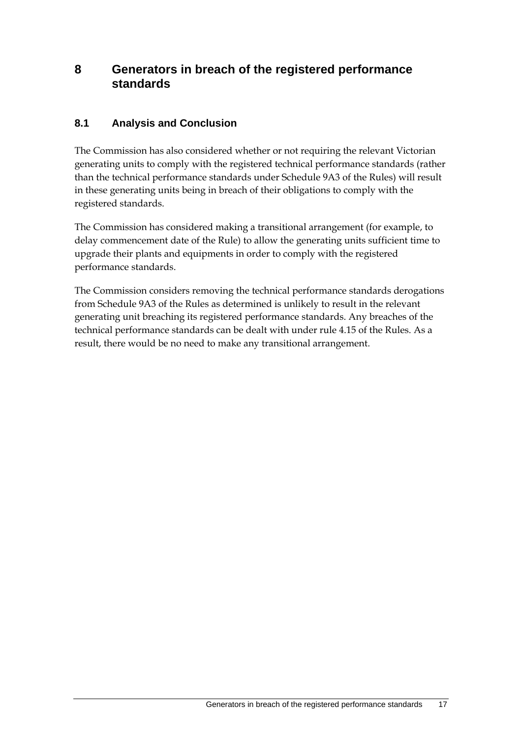# 8 Generators in breach of the registered performance standards

## 8.1 Analysis and Conclusion

The Commission has also considered whether or not requiring the relevant Victorian generating units to comply with the registered technical performance standards (rather than the technical performance standards under Schedule 9A3 of the Rules) will result in these generating units being in breach of their obligations to comply with the registered standards.

The Commission has considered making a transitional arrangement (for example, to delay commencement date of the Rule) to allow the generating units sufficient time to upgrade their plants and equipments in order to comply with the registered performance standards.

The Commission considers removing the technical performance standards derogations from Schedule 9A3 of the Rules as determined is unlikely to result in the relevant generating unit breaching its registered performance standards. Any breaches of the technical performance standards can be dealt with under rule 4.15 of the Rules. As a result, there would be no need to make any transitional arrangement.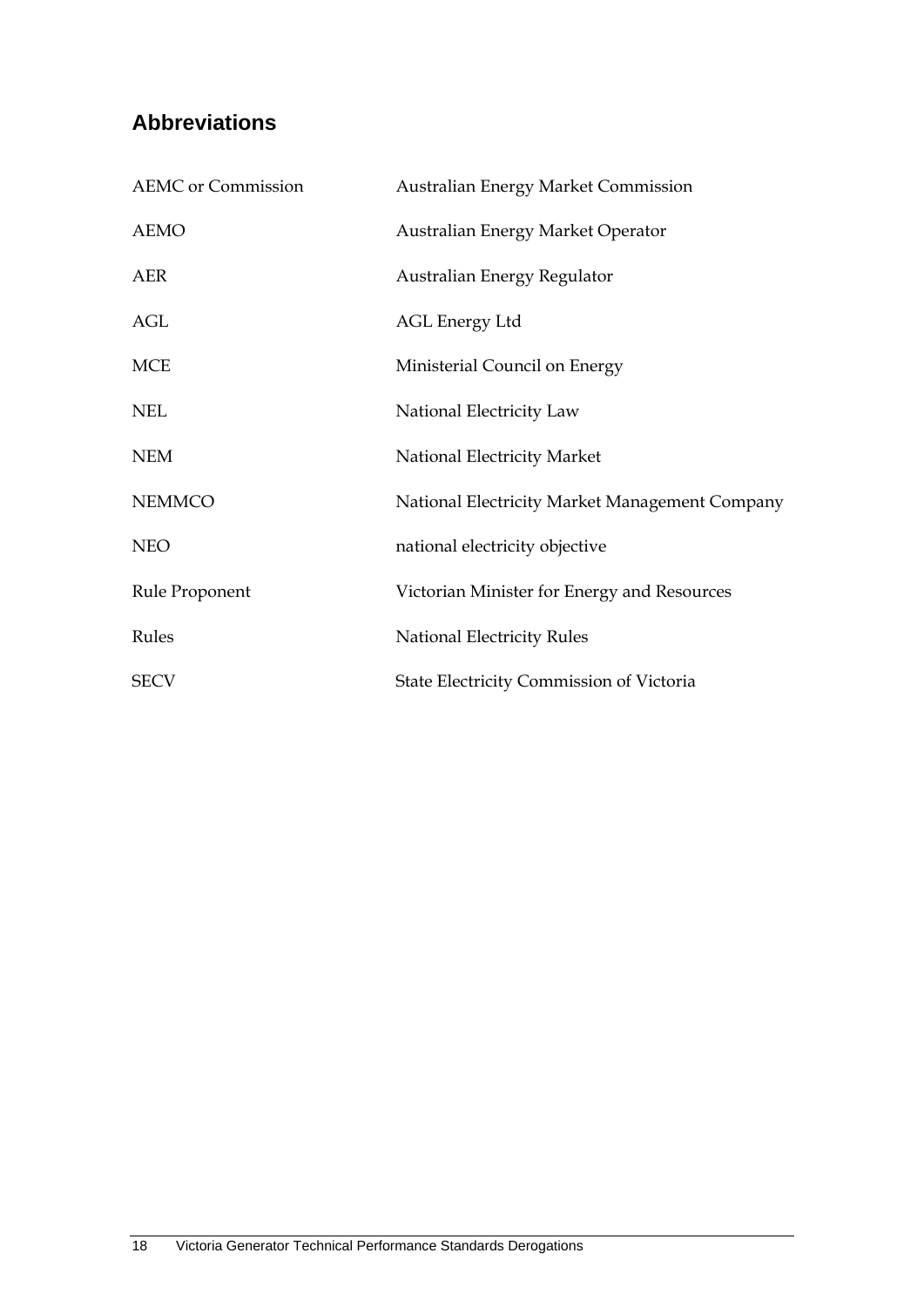## Abbreviations

| | |
|---|---|
| AEMC or Commission | Australian Energy Market Commission |
| AEMO | Australian Energy Market Operator |
| AER | Australian Energy Regulator |
| AGL | AGL Energy Ltd |
| MCE | Ministerial Council on Energy |
| NEL | National Electricity Law |
| NEM | National Electricity Market |
| NEMMCO | National Electricity Market Management Company |
| NEO | national electricity objective |
| Rule Proponent | Victorian Minister for Energy and Resources |
| Rules | National Electricity Rules |
| SECV | State Electricity Commission of Victoria |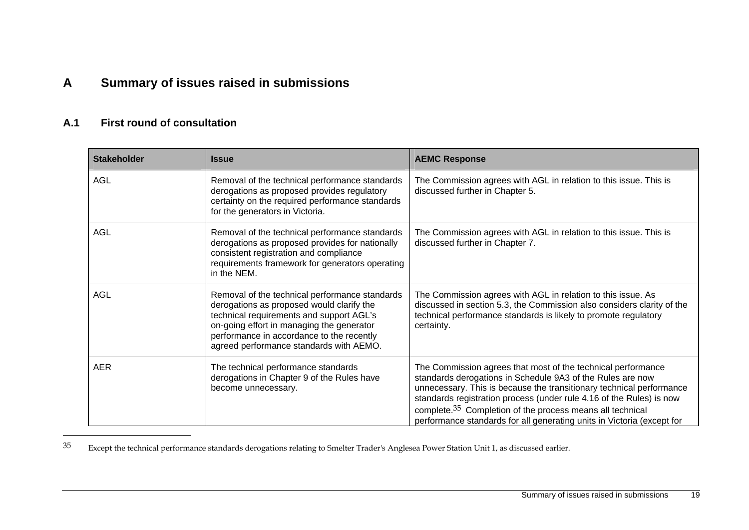# A Summary of issues raised in submissions

## A.1 First round of consultation

| Stakeholder | Issue | AEMC Response |
| --- | --- | --- |
| AGL | Removal of the technical performance standards derogations as proposed provides regulatory certainty on the required performance standards for the generators in Victoria. | The Commission agrees with AGL in relation to this issue. This is discussed further in Chapter 5. |
| AGL | Removal of the technical performance standards derogations as proposed provides for nationally consistent registration and compliance requirements framework for generators operating in the NEM. | The Commission agrees with AGL in relation to this issue. This is discussed further in Chapter 7. |
| AGL | Removal of the technical performance standards derogations as proposed would clarify the technical requirements and support AGL's on-going effort in managing the generator performance in accordance to the recently agreed performance standards with AEMO. | The Commission agrees with AGL in relation to this issue. As discussed in section 5.3, the Commission also considers clarity of the technical performance standards is likely to promote regulatory certainty. |
| AER | The technical performance standards derogations in Chapter 9 of the Rules have become unnecessary. | The Commission agrees that most of the technical performance standards derogations in Schedule 9A3 of the Rules are now unnecessary. This is because the transitional technical performance standards registration process (under rule 4.16 of the Rules) is now complete.[35] Completion of the process means all technical performance standards for all generating units in Victoria (except for |

[35] Except the technical performance standards derogations relating to Smelter Trader's Anglesea Power Station Unit 1, as discussed earlier.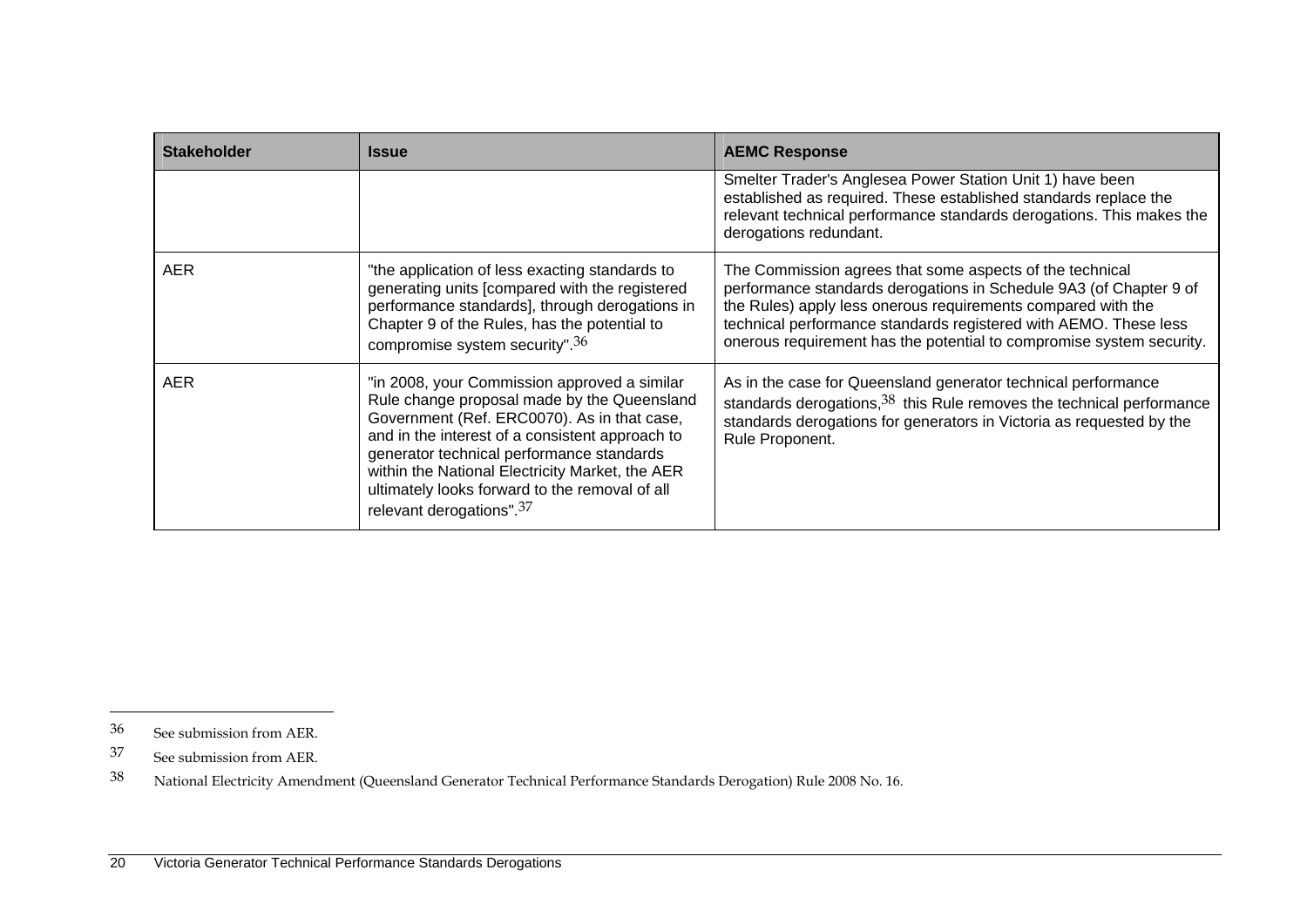| Stakeholder | Issue | AEMC Response |
|---|---|---|
| | | Smelter Trader's Anglesea Power Station Unit 1) have been established as required. These established standards replace the relevant technical performance standards derogations. This makes the derogations redundant. |
| AER | "the application of less exacting standards to generating units [compared with the registered performance standards], through derogations in Chapter 9 of the Rules, has the potential to compromise system security".[36] | The Commission agrees that some aspects of the technical performance standards derogations in Schedule 9A3 (of Chapter 9 of the Rules) apply less onerous requirements compared with the technical performance standards registered with AEMO. These less onerous requirement has the potential to compromise system security. |
| AER | "in 2008, your Commission approved a similar Rule change proposal made by the Queensland Government (Ref. ERC0070). As in that case, and in the interest of a consistent approach to generator technical performance standards within the National Electricity Market, the AER ultimately looks forward to the removal of all relevant derogations".[37] | As in the case for Queensland generator technical performance standards derogations,[38] this Rule removes the technical performance standards derogations for generators in Victoria as requested by the Rule Proponent. |

36 See submission from AER.

37 See submission from AER.

38 National Electricity Amendment (Queensland Generator Technical Performance Standards Derogation) Rule 2008 No. 16.